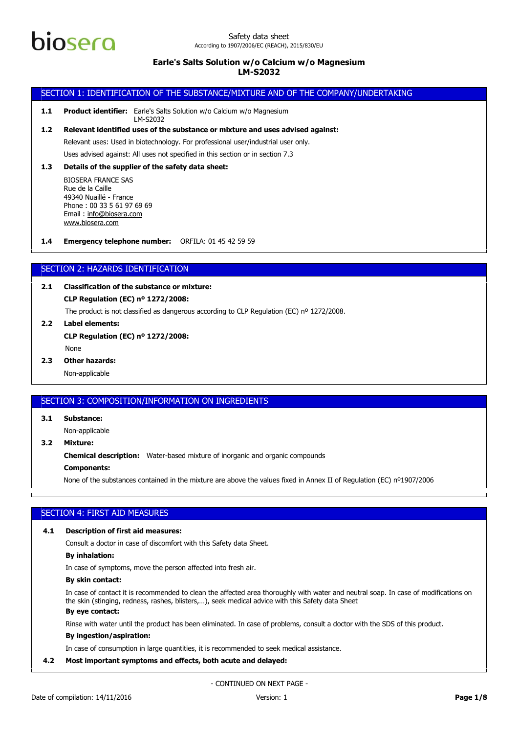biosera

Safety data sheet
According to 1907/2006/EC (REACH), 2015/830/EU

**Earle's Salts Solution w/o Calcium w/o Magnesium**
**LM-S2032**

## SECTION 1: IDENTIFICATION OF THE SUBSTANCE/MIXTURE AND OF THE COMPANY/UNDERTAKING

**1.1 Product identifier:** Earle's Salts Solution w/o Calcium w/o Magnesium
LM-S2032

**1.2 Relevant identified uses of the substance or mixture and uses advised against:**

Relevant uses: Used in biotechnology. For professional user/industrial user only.

Uses advised against: All uses not specified in this section or in section 7.3

**1.3 Details of the supplier of the safety data sheet:**

BIOSERA FRANCE SAS
Rue de la Caille
49340 Nuaillé - France
Phone : 00 33 5 61 97 69 69
Email : info@biosera.com
www.biosera.com

**1.4 Emergency telephone number:** ORFILA: 01 45 42 59 59

## SECTION 2: HAZARDS IDENTIFICATION

**2.1 Classification of the substance or mixture:**

**CLP Regulation (EC) nº 1272/2008:**

The product is not classified as dangerous according to CLP Regulation (EC) nº 1272/2008.

**2.2 Label elements:**

**CLP Regulation (EC) nº 1272/2008:**

None

**2.3 Other hazards:**

Non-applicable

## SECTION 3: COMPOSITION/INFORMATION ON INGREDIENTS

**3.1 Substance:**

Non-applicable

**3.2 Mixture:**

**Chemical description:** Water-based mixture of inorganic and organic compounds

**Components:**

None of the substances contained in the mixture are above the values fixed in Annex II of Regulation (EC) nº1907/2006

## SECTION 4: FIRST AID MEASURES

**4.1 Description of first aid measures:**

Consult a doctor in case of discomfort with this Safety data Sheet.

**By inhalation:**

In case of symptoms, move the person affected into fresh air.

**By skin contact:**

In case of contact it is recommended to clean the affected area thoroughly with water and neutral soap. In case of modifications on the skin (stinging, redness, rashes, blisters,…), seek medical advice with this Safety data Sheet

**By eye contact:**

Rinse with water until the product has been eliminated. In case of problems, consult a doctor with the SDS of this product.

**By ingestion/aspiration:**

In case of consumption in large quantities, it is recommended to seek medical assistance.

**4.2 Most important symptoms and effects, both acute and delayed:**

- CONTINUED ON NEXT PAGE -

Date of compilation: 14/11/2016 Version: 1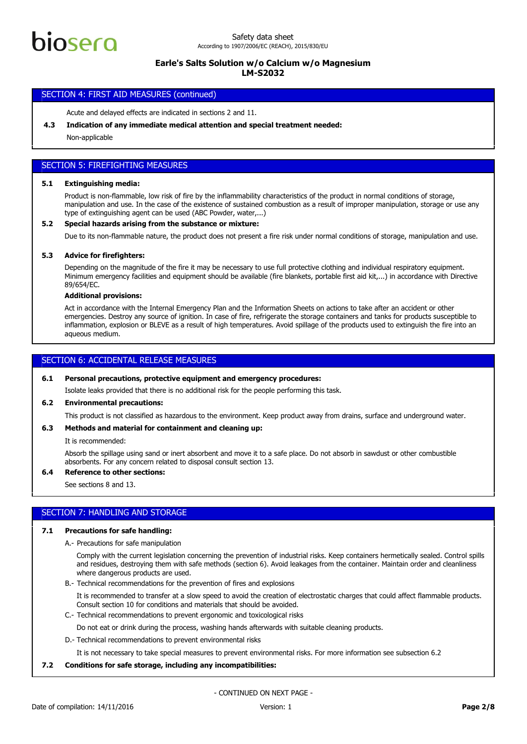## SECTION 4: FIRST AID MEASURES (continued)

Acute and delayed effects are indicated in sections 2 and 11.

**4.3 Indication of any immediate medical attention and special treatment needed:**

Non-applicable

## SECTION 5: FIREFIGHTING MEASURES

**5.1 Extinguishing media:**

Product is non-flammable, low risk of fire by the inflammability characteristics of the product in normal conditions of storage, manipulation and use. In the case of the existence of sustained combustion as a result of improper manipulation, storage or use any type of extinguishing agent can be used (ABC Powder, water,...)

**5.2 Special hazards arising from the substance or mixture:**

Due to its non-flammable nature, the product does not present a fire risk under normal conditions of storage, manipulation and use.

**5.3 Advice for firefighters:**

Depending on the magnitude of the fire it may be necessary to use full protective clothing and individual respiratory equipment. Minimum emergency facilities and equipment should be available (fire blankets, portable first aid kit,...) in accordance with Directive 89/654/EC.

**Additional provisions:**

Act in accordance with the Internal Emergency Plan and the Information Sheets on actions to take after an accident or other emergencies. Destroy any source of ignition. In case of fire, refrigerate the storage containers and tanks for products susceptible to inflammation, explosion or BLEVE as a result of high temperatures. Avoid spillage of the products used to extinguish the fire into an aqueous medium.

## SECTION 6: ACCIDENTAL RELEASE MEASURES

**6.1 Personal precautions, protective equipment and emergency procedures:**

Isolate leaks provided that there is no additional risk for the people performing this task.

**6.2 Environmental precautions:**

This product is not classified as hazardous to the environment. Keep product away from drains, surface and underground water.

**6.3 Methods and material for containment and cleaning up:**

It is recommended:

Absorb the spillage using sand or inert absorbent and move it to a safe place. Do not absorb in sawdust or other combustible absorbents. For any concern related to disposal consult section 13.

**6.4 Reference to other sections:**

See sections 8 and 13.

## SECTION 7: HANDLING AND STORAGE

**7.1 Precautions for safe handling:**

A.- Precautions for safe manipulation

Comply with the current legislation concerning the prevention of industrial risks. Keep containers hermetically sealed. Control spills and residues, destroying them with safe methods (section 6). Avoid leakages from the container. Maintain order and cleanliness where dangerous products are used.

B.- Technical recommendations for the prevention of fires and explosions

It is recommended to transfer at a slow speed to avoid the creation of electrostatic charges that could affect flammable products. Consult section 10 for conditions and materials that should be avoided.

C.- Technical recommendations to prevent ergonomic and toxicological risks

Do not eat or drink during the process, washing hands afterwards with suitable cleaning products.

D.- Technical recommendations to prevent environmental risks

It is not necessary to take special measures to prevent environmental risks. For more information see subsection 6.2

**7.2 Conditions for safe storage, including any incompatibilities:**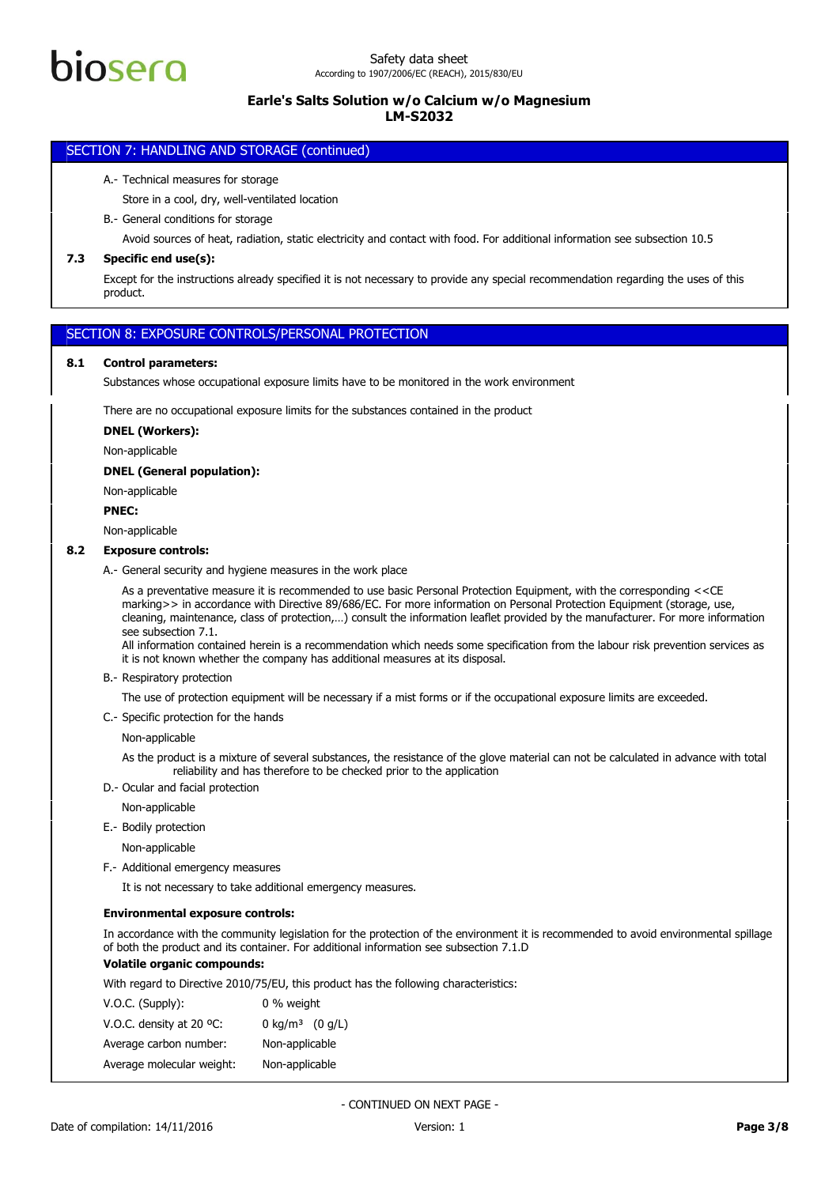## SECTION 7: HANDLING AND STORAGE (continued)

A.- Technical measures for storage

Store in a cool, dry, well-ventilated location

B.- General conditions for storage

Avoid sources of heat, radiation, static electricity and contact with food. For additional information see subsection 10.5

**7.3 Specific end use(s):**

Except for the instructions already specified it is not necessary to provide any special recommendation regarding the uses of this product.

## SECTION 8: EXPOSURE CONTROLS/PERSONAL PROTECTION

**8.1 Control parameters:**

Substances whose occupational exposure limits have to be monitored in the work environment

There are no occupational exposure limits for the substances contained in the product

**DNEL (Workers):**

Non-applicable

**DNEL (General population):**

Non-applicable

**PNEC:**

Non-applicable

**8.2 Exposure controls:**

A.- General security and hygiene measures in the work place

As a preventative measure it is recommended to use basic Personal Protection Equipment, with the corresponding <<CE marking>> in accordance with Directive 89/686/EC. For more information on Personal Protection Equipment (storage, use, cleaning, maintenance, class of protection,…) consult the information leaflet provided by the manufacturer. For more information see subsection 7.1.
All information contained herein is a recommendation which needs some specification from the labour risk prevention services as it is not known whether the company has additional measures at its disposal.

B.- Respiratory protection

The use of protection equipment will be necessary if a mist forms or if the occupational exposure limits are exceeded.

C.- Specific protection for the hands

Non-applicable

As the product is a mixture of several substances, the resistance of the glove material can not be calculated in advance with total reliability and has therefore to be checked prior to the application

D.- Ocular and facial protection

Non-applicable

E.- Bodily protection

Non-applicable

F.- Additional emergency measures

It is not necessary to take additional emergency measures.

**Environmental exposure controls:**

In accordance with the community legislation for the protection of the environment it is recommended to avoid environmental spillage of both the product and its container. For additional information see subsection 7.1.D

**Volatile organic compounds:**

With regard to Directive 2010/75/EU, this product has the following characteristics:

| | |
|---|---|
| V.O.C. (Supply): | 0 % weight |
| V.O.C. density at 20 ºC: | 0 kg/m³ (0 g/L) |
| Average carbon number: | Non-applicable |
| Average molecular weight: | Non-applicable |

- CONTINUED ON NEXT PAGE -

Date of compilation: 14/11/2016 Version: 1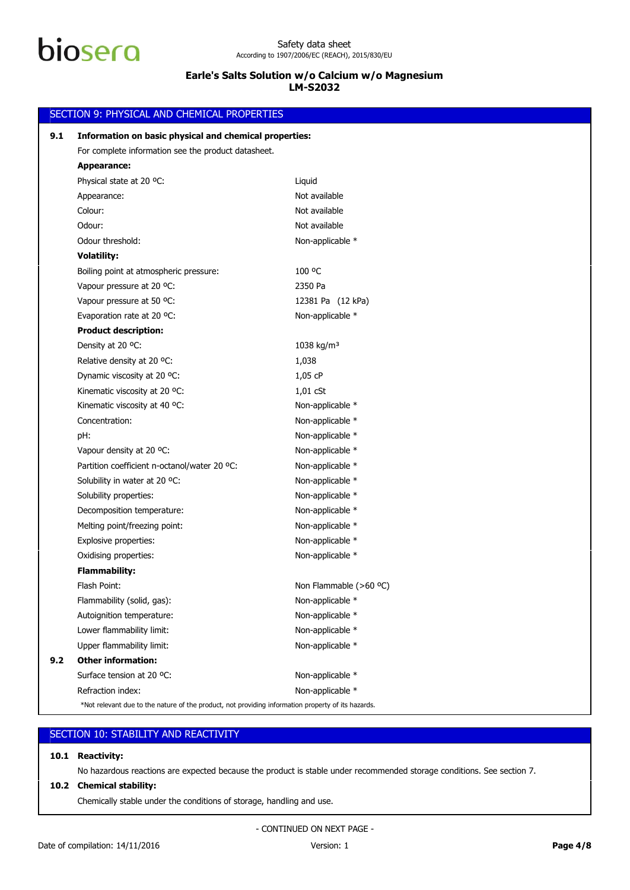## SECTION 9: PHYSICAL AND CHEMICAL PROPERTIES

**9.1 Information on basic physical and chemical properties:**

For complete information see the product datasheet.

| | |
|---|---|
| **Appearance:** | |
| Physical state at 20 ºC: | Liquid |
| Appearance: | Not available |
| Colour: | Not available |
| Odour: | Not available |
| Odour threshold: | Non-applicable * |
| **Volatility:** | |
| Boiling point at atmospheric pressure: | 100 ºC |
| Vapour pressure at 20 ºC: | 2350 Pa |
| Vapour pressure at 50 ºC: | 12381 Pa (12 kPa) |
| Evaporation rate at 20 ºC: | Non-applicable * |
| **Product description:** | |
| Density at 20 ºC: | 1038 kg/m³ |
| Relative density at 20 ºC: | 1,038 |
| Dynamic viscosity at 20 ºC: | 1,05 cP |
| Kinematic viscosity at 20 ºC: | 1,01 cSt |
| Kinematic viscosity at 40 ºC: | Non-applicable * |
| Concentration: | Non-applicable * |
| pH: | Non-applicable * |
| Vapour density at 20 ºC: | Non-applicable * |
| Partition coefficient n-octanol/water 20 ºC: | Non-applicable * |
| Solubility in water at 20 ºC: | Non-applicable * |
| Solubility properties: | Non-applicable * |
| Decomposition temperature: | Non-applicable * |
| Melting point/freezing point: | Non-applicable * |
| Explosive properties: | Non-applicable * |
| Oxidising properties: | Non-applicable * |
| **Flammability:** | |
| Flash Point: | Non Flammable (>60 ºC) |
| Flammability (solid, gas): | Non-applicable * |
| Autoignition temperature: | Non-applicable * |
| Lower flammability limit: | Non-applicable * |
| Upper flammability limit: | Non-applicable * |

**9.2 Other information:**

| | |
|---|---|
| Surface tension at 20 ºC: | Non-applicable * |
| Refraction index: | Non-applicable * |

*Not relevant due to the nature of the product, not providing information property of its hazards.

## SECTION 10: STABILITY AND REACTIVITY

**10.1 Reactivity:**

No hazardous reactions are expected because the product is stable under recommended storage conditions. See section 7.

**10.2 Chemical stability:**

Chemically stable under the conditions of storage, handling and use.

- CONTINUED ON NEXT PAGE -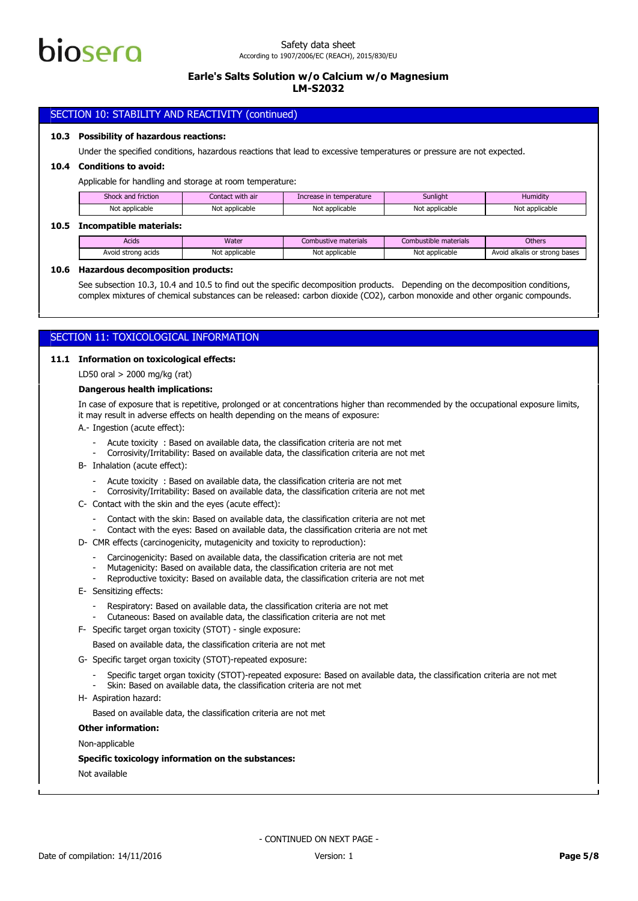## SECTION 10: STABILITY AND REACTIVITY (continued)

**10.3 Possibility of hazardous reactions:**

Under the specified conditions, hazardous reactions that lead to excessive temperatures or pressure are not expected.

**10.4 Conditions to avoid:**

Applicable for handling and storage at room temperature:

| Shock and friction | Contact with air | Increase in temperature | Sunlight | Humidity |
|---|---|---|---|---|
| Not applicable | Not applicable | Not applicable | Not applicable | Not applicable |

**10.5 Incompatible materials:**

| Acids | Water | Combustive materials | Combustible materials | Others |
|---|---|---|---|---|
| Avoid strong acids | Not applicable | Not applicable | Not applicable | Avoid alkalis or strong bases |

**10.6 Hazardous decomposition products:**

See subsection 10.3, 10.4 and 10.5 to find out the specific decomposition products. Depending on the decomposition conditions, complex mixtures of chemical substances can be released: carbon dioxide ($CO_2$), carbon monoxide and other organic compounds.

## SECTION 11: TOXICOLOGICAL INFORMATION

**11.1 Information on toxicological effects:**

LD50 oral > 2000 mg/kg (rat)

**Dangerous health implications:**

In case of exposure that is repetitive, prolonged or at concentrations higher than recommended by the occupational exposure limits, it may result in adverse effects on health depending on the means of exposure:

A.- Ingestion (acute effect):

- Acute toxicity : Based on available data, the classification criteria are not met
- Corrosivity/Irritability: Based on available data, the classification criteria are not met

B- Inhalation (acute effect):

- Acute toxicity : Based on available data, the classification criteria are not met
- Corrosivity/Irritability: Based on available data, the classification criteria are not met

C- Contact with the skin and the eyes (acute effect):

- Contact with the skin: Based on available data, the classification criteria are not met
- Contact with the eyes: Based on available data, the classification criteria are not met

D- CMR effects (carcinogenicity, mutagenicity and toxicity to reproduction):

- Carcinogenicity: Based on available data, the classification criteria are not met
- Mutagenicity: Based on available data, the classification criteria are not met
- Reproductive toxicity: Based on available data, the classification criteria are not met

E- Sensitizing effects:

- Respiratory: Based on available data, the classification criteria are not met
- Cutaneous: Based on available data, the classification criteria are not met

F- Specific target organ toxicity (STOT) - single exposure:

Based on available data, the classification criteria are not met

G- Specific target organ toxicity (STOT)-repeated exposure:

- Specific target organ toxicity (STOT)-repeated exposure: Based on available data, the classification criteria are not met
- Skin: Based on available data, the classification criteria are not met

H- Aspiration hazard:

Based on available data, the classification criteria are not met

**Other information:**

Non-applicable

**Specific toxicology information on the substances:**

Not available

- CONTINUED ON NEXT PAGE -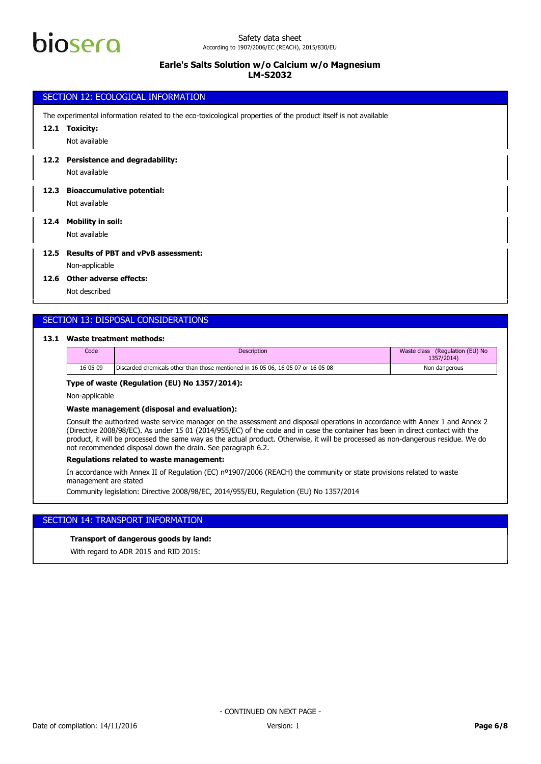## SECTION 12: ECOLOGICAL INFORMATION

The experimental information related to the eco-toxicological properties of the product itself is not available

**12.1 Toxicity:**

Not available

**12.2 Persistence and degradability:**

Not available

**12.3 Bioaccumulative potential:**

Not available

**12.4 Mobility in soil:**

Not available

**12.5 Results of PBT and vPvB assessment:**

Non-applicable

**12.6 Other adverse effects:**

Not described

## SECTION 13: DISPOSAL CONSIDERATIONS

**13.1 Waste treatment methods:**

| Code | Description | Waste class (Regulation (EU) No 1357/2014) |
|---|---|---|
| 16 05 09 | Discarded chemicals other than those mentioned in 16 05 06, 16 05 07 or 16 05 08 | Non dangerous |

**Type of waste (Regulation (EU) No 1357/2014):**

Non-applicable

**Waste management (disposal and evaluation):**

Consult the authorized waste service manager on the assessment and disposal operations in accordance with Annex 1 and Annex 2 (Directive 2008/98/EC). As under 15 01 (2014/955/EC) of the code and in case the container has been in direct contact with the product, it will be processed the same way as the actual product. Otherwise, it will be processed as non-dangerous residue. We do not recommended disposal down the drain. See paragraph 6.2.

**Regulations related to waste management:**

In accordance with Annex II of Regulation (EC) nº1907/2006 (REACH) the community or state provisions related to waste management are stated

Community legislation: Directive 2008/98/EC, 2014/955/EU, Regulation (EU) No 1357/2014

## SECTION 14: TRANSPORT INFORMATION

**Transport of dangerous goods by land:**

With regard to ADR 2015 and RID 2015:

- CONTINUED ON NEXT PAGE -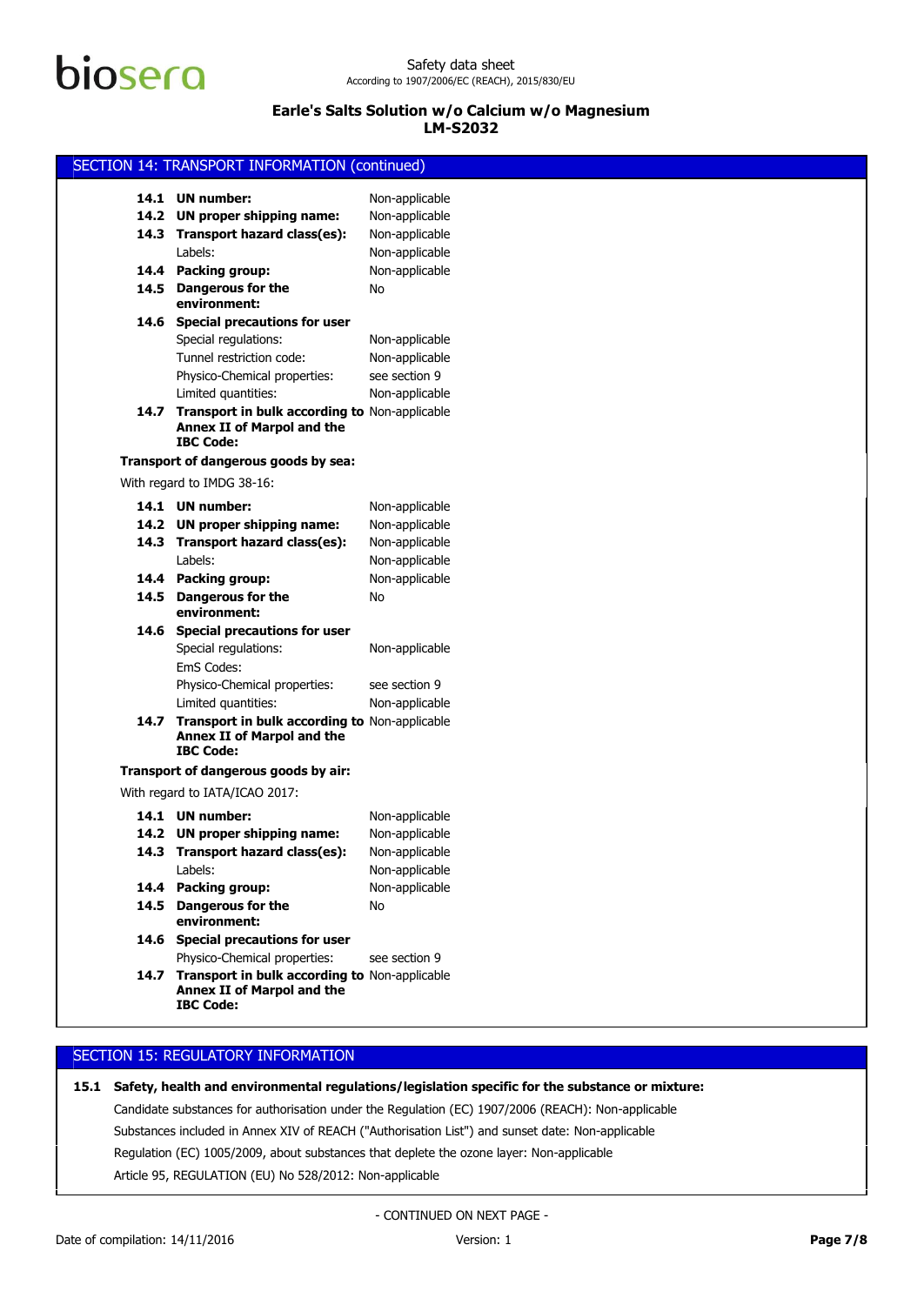## SECTION 14: TRANSPORT INFORMATION (continued)

| | | |
|---|---|---|
| **14.1** | **UN number:** | Non-applicable |
| **14.2** | **UN proper shipping name:** | Non-applicable |
| **14.3** | **Transport hazard class(es):** | Non-applicable |
| | Labels: | Non-applicable |
| **14.4** | **Packing group:** | Non-applicable |
| **14.5** | **Dangerous for the environment:** | No |
| **14.6** | **Special precautions for user** | |
| | Special regulations: | Non-applicable |
| | Tunnel restriction code: | Non-applicable |
| | Physico-Chemical properties: | see section 9 |
| | Limited quantities: | Non-applicable |
| **14.7** | **Transport in bulk according to Annex II of Marpol and the IBC Code:** | Non-applicable |

**Transport of dangerous goods by sea:**

With regard to IMDG 38-16:

| | | |
|---|---|---|
| **14.1** | **UN number:** | Non-applicable |
| **14.2** | **UN proper shipping name:** | Non-applicable |
| **14.3** | **Transport hazard class(es):** | Non-applicable |
| | Labels: | Non-applicable |
| **14.4** | **Packing group:** | Non-applicable |
| **14.5** | **Dangerous for the environment:** | No |
| **14.6** | **Special precautions for user** | |
| | Special regulations: | Non-applicable |
| | EmS Codes: | |
| | Physico-Chemical properties: | see section 9 |
| | Limited quantities: | Non-applicable |
| **14.7** | **Transport in bulk according to Annex II of Marpol and the IBC Code:** | Non-applicable |

**Transport of dangerous goods by air:**

With regard to IATA/ICAO 2017:

| | | |
|---|---|---|
| **14.1** | **UN number:** | Non-applicable |
| **14.2** | **UN proper shipping name:** | Non-applicable |
| **14.3** | **Transport hazard class(es):** | Non-applicable |
| | Labels: | Non-applicable |
| **14.4** | **Packing group:** | Non-applicable |
| **14.5** | **Dangerous for the environment:** | No |
| **14.6** | **Special precautions for user** | |
| | Physico-Chemical properties: | see section 9 |
| **14.7** | **Transport in bulk according to Annex II of Marpol and the IBC Code:** | Non-applicable |

## SECTION 15: REGULATORY INFORMATION

**15.1 Safety, health and environmental regulations/legislation specific for the substance or mixture:**

Candidate substances for authorisation under the Regulation (EC) 1907/2006 (REACH): Non-applicable

Substances included in Annex XIV of REACH ("Authorisation List") and sunset date: Non-applicable

Regulation (EC) 1005/2009, about substances that deplete the ozone layer: Non-applicable

Article 95, REGULATION (EU) No 528/2012: Non-applicable

- CONTINUED ON NEXT PAGE -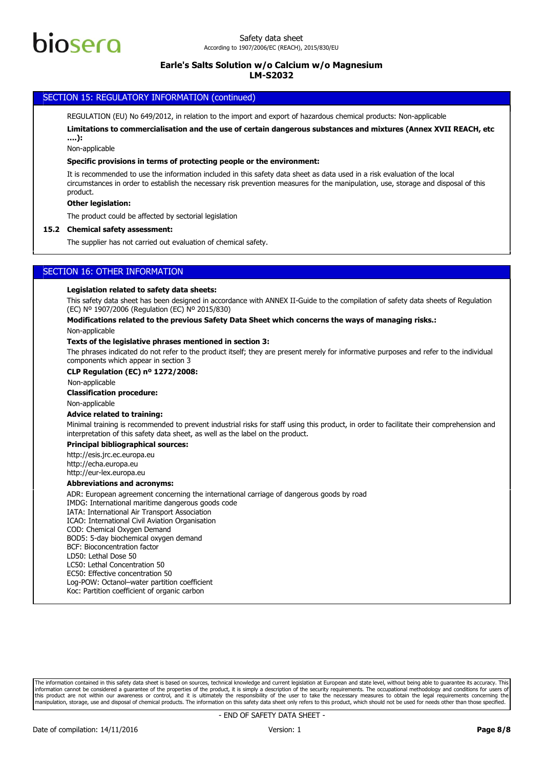## SECTION 15: REGULATORY INFORMATION (continued)

REGULATION (EU) No 649/2012, in relation to the import and export of hazardous chemical products: Non-applicable

**Limitations to commercialisation and the use of certain dangerous substances and mixtures (Annex XVII REACH, etc ....):**

Non-applicable

**Specific provisions in terms of protecting people or the environment:**

It is recommended to use the information included in this safety data sheet as data used in a risk evaluation of the local circumstances in order to establish the necessary risk prevention measures for the manipulation, use, storage and disposal of this product.

**Other legislation:**

The product could be affected by sectorial legislation

**15.2 Chemical safety assessment:**

The supplier has not carried out evaluation of chemical safety.

## SECTION 16: OTHER INFORMATION

**Legislation related to safety data sheets:**

This safety data sheet has been designed in accordance with ANNEX II-Guide to the compilation of safety data sheets of Regulation (EC) Nº 1907/2006 (Regulation (EC) Nº 2015/830)

**Modifications related to the previous Safety Data Sheet which concerns the ways of managing risks.:**

Non-applicable

**Texts of the legislative phrases mentioned in section 3:**

The phrases indicated do not refer to the product itself; they are present merely for informative purposes and refer to the individual components which appear in section 3

**CLP Regulation (EC) nº 1272/2008:**

Non-applicable

**Classification procedure:**

Non-applicable

**Advice related to training:**

Minimal training is recommended to prevent industrial risks for staff using this product, in order to facilitate their comprehension and interpretation of this safety data sheet, as well as the label on the product.

**Principal bibliographical sources:**

http://esis.jrc.ec.europa.eu
http://echa.europa.eu
http://eur-lex.europa.eu

**Abbreviations and acronyms:**

ADR: European agreement concerning the international carriage of dangerous goods by road
IMDG: International maritime dangerous goods code
IATA: International Air Transport Association
ICAO: International Civil Aviation Organisation
COD: Chemical Oxygen Demand
BOD5: 5-day biochemical oxygen demand
BCF: Bioconcentration factor
LD50: Lethal Dose 50
LC50: Lethal Concentration 50
EC50: Effective concentration 50
Log-POW: Octanol–water partition coefficient
Koc: Partition coefficient of organic carbon

The information contained in this safety data sheet is based on sources, technical knowledge and current legislation at European and state level, without being able to guarantee its accuracy. This information cannot be considered a guarantee of the properties of the product, it is simply a description of the security requirements. The occupational methodology and conditions for users of this product are not within our awareness or control, and it is ultimately the responsibility of the user to take the necessary measures to obtain the legal requirements concerning the manipulation, storage, use and disposal of chemical products. The information on this safety data sheet only refers to this product, which should not be used for needs other than those specified.

- END OF SAFETY DATA SHEET -